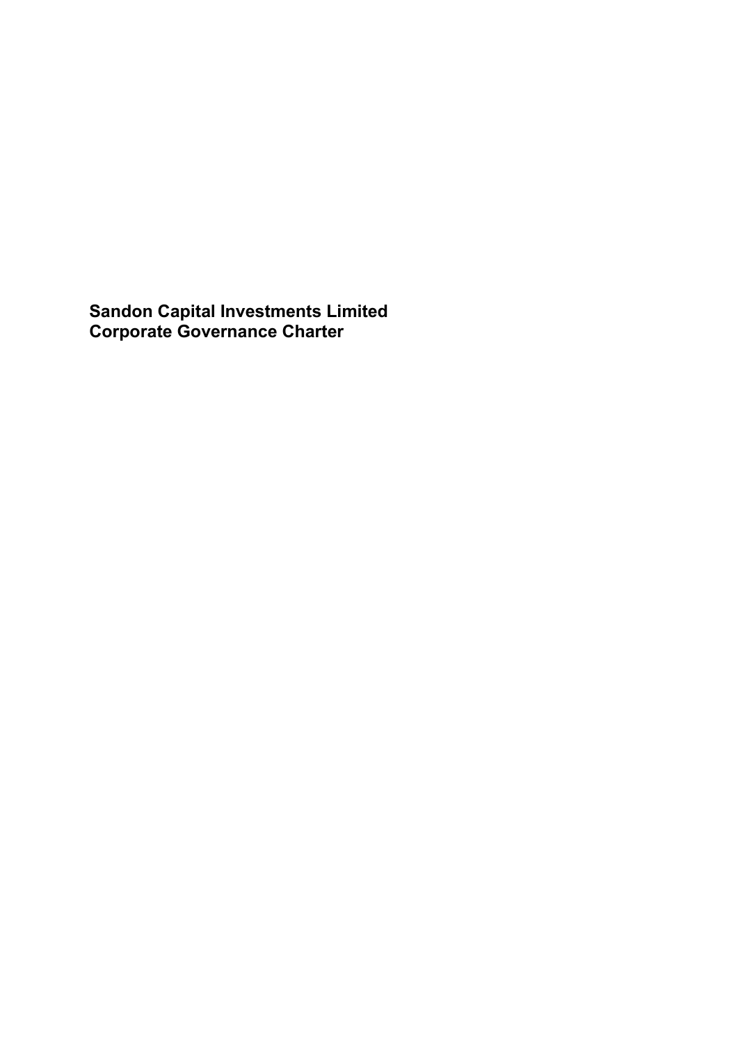# Sandon Capital Investments Limited
# Corporate Governance Charter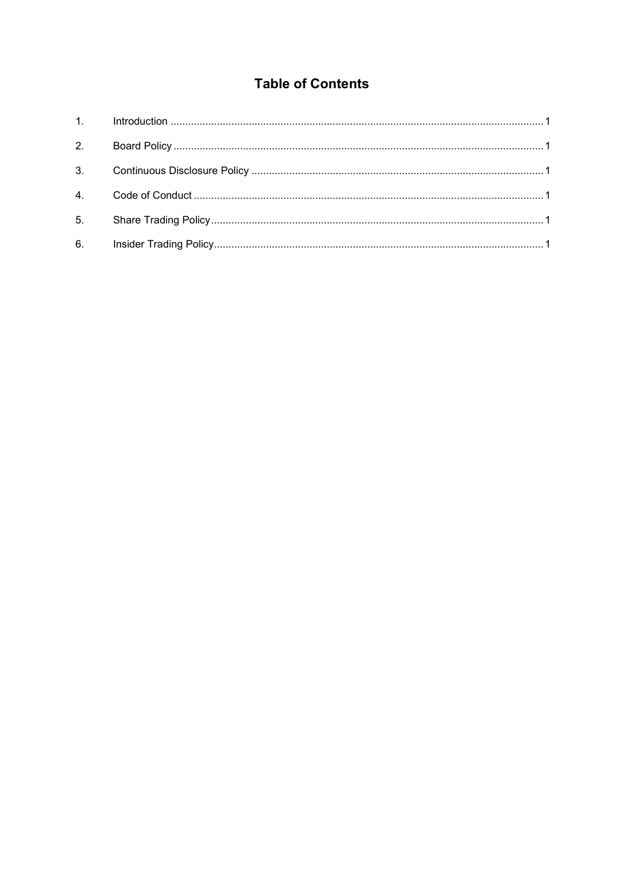# Table of Contents

1. Introduction .......... 1
2. Board Policy .......... 1
3. Continuous Disclosure Policy .......... 1
4. Code of Conduct .......... 1
5. Share Trading Policy .......... 1
6. Insider Trading Policy .......... 1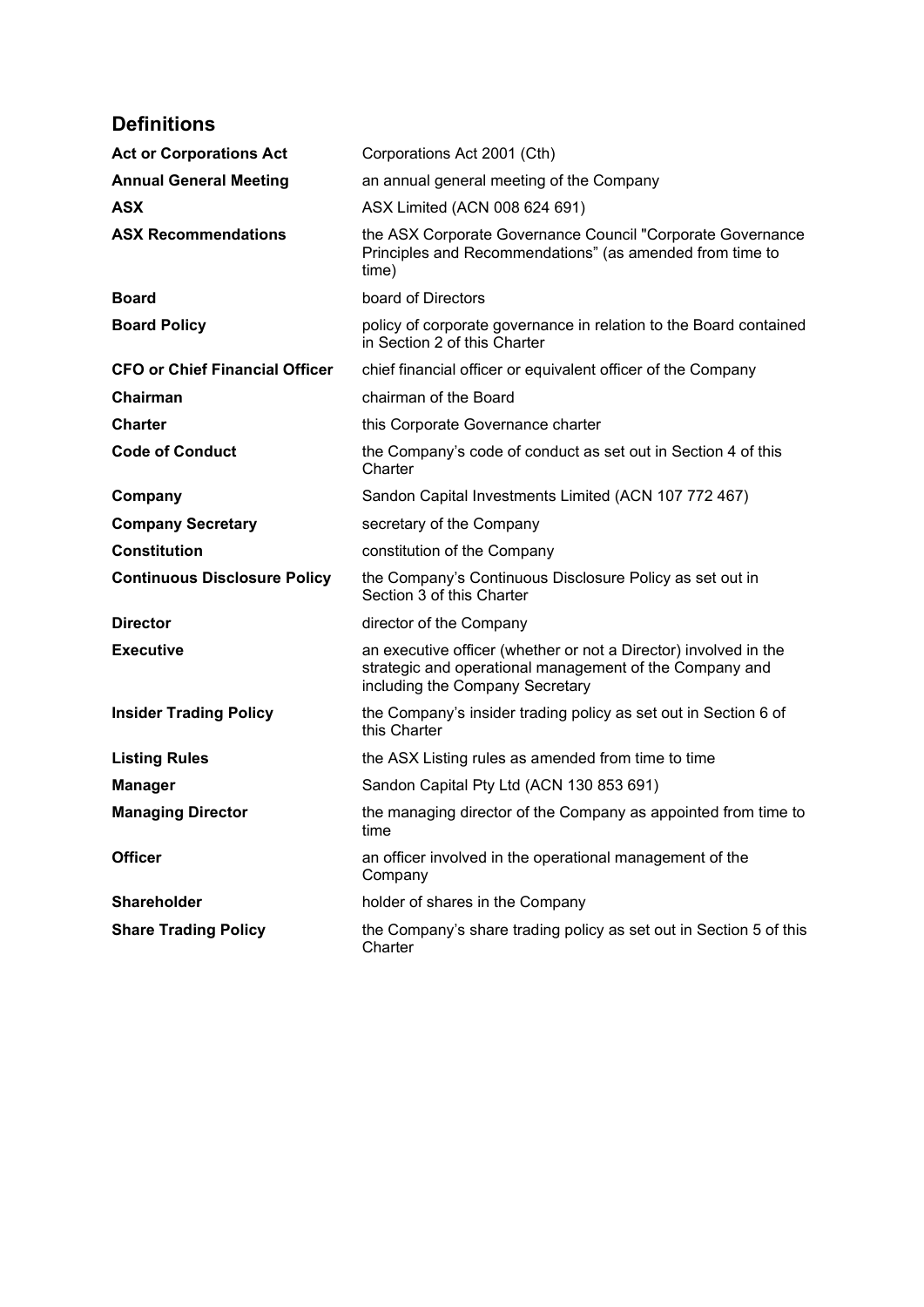## Definitions

| | |
|---|---|
| **Act or Corporations Act** | Corporations Act 2001 (Cth) |
| **Annual General Meeting** | an annual general meeting of the Company |
| **ASX** | ASX Limited (ACN 008 624 691) |
| **ASX Recommendations** | the ASX Corporate Governance Council "Corporate Governance Principles and Recommendations" (as amended from time to time) |
| **Board** | board of Directors |
| **Board Policy** | policy of corporate governance in relation to the Board contained in Section 2 of this Charter |
| **CFO or Chief Financial Officer** | chief financial officer or equivalent officer of the Company |
| **Chairman** | chairman of the Board |
| **Charter** | this Corporate Governance charter |
| **Code of Conduct** | the Company's code of conduct as set out in Section 4 of this Charter |
| **Company** | Sandon Capital Investments Limited (ACN 107 772 467) |
| **Company Secretary** | secretary of the Company |
| **Constitution** | constitution of the Company |
| **Continuous Disclosure Policy** | the Company's Continuous Disclosure Policy as set out in Section 3 of this Charter |
| **Director** | director of the Company |
| **Executive** | an executive officer (whether or not a Director) involved in the strategic and operational management of the Company and including the Company Secretary |
| **Insider Trading Policy** | the Company's insider trading policy as set out in Section 6 of this Charter |
| **Listing Rules** | the ASX Listing rules as amended from time to time |
| **Manager** | Sandon Capital Pty Ltd (ACN 130 853 691) |
| **Managing Director** | the managing director of the Company as appointed from time to time |
| **Officer** | an officer involved in the operational management of the Company |
| **Shareholder** | holder of shares in the Company |
| **Share Trading Policy** | the Company's share trading policy as set out in Section 5 of this Charter |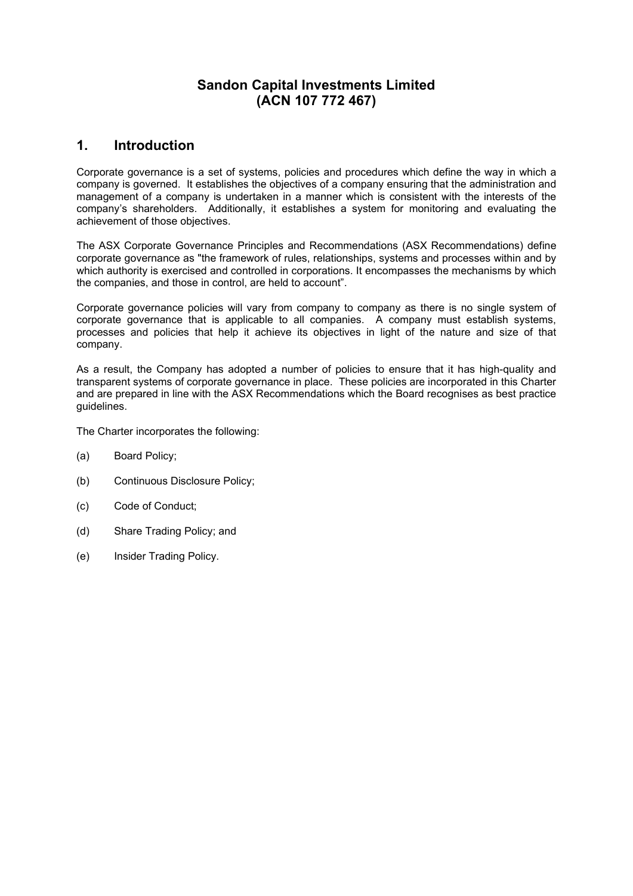**Sandon Capital Investments Limited**
**(ACN 107 772 467)**

## 1. Introduction

Corporate governance is a set of systems, policies and procedures which define the way in which a company is governed. It establishes the objectives of a company ensuring that the administration and management of a company is undertaken in a manner which is consistent with the interests of the company's shareholders. Additionally, it establishes a system for monitoring and evaluating the achievement of those objectives.

The ASX Corporate Governance Principles and Recommendations (ASX Recommendations) define corporate governance as "the framework of rules, relationships, systems and processes within and by which authority is exercised and controlled in corporations. It encompasses the mechanisms by which the companies, and those in control, are held to account".

Corporate governance policies will vary from company to company as there is no single system of corporate governance that is applicable to all companies. A company must establish systems, processes and policies that help it achieve its objectives in light of the nature and size of that company.

As a result, the Company has adopted a number of policies to ensure that it has high-quality and transparent systems of corporate governance in place. These policies are incorporated in this Charter and are prepared in line with the ASX Recommendations which the Board recognises as best practice guidelines.

The Charter incorporates the following:

(a) Board Policy;

(b) Continuous Disclosure Policy;

(c) Code of Conduct;

(d) Share Trading Policy; and

(e) Insider Trading Policy.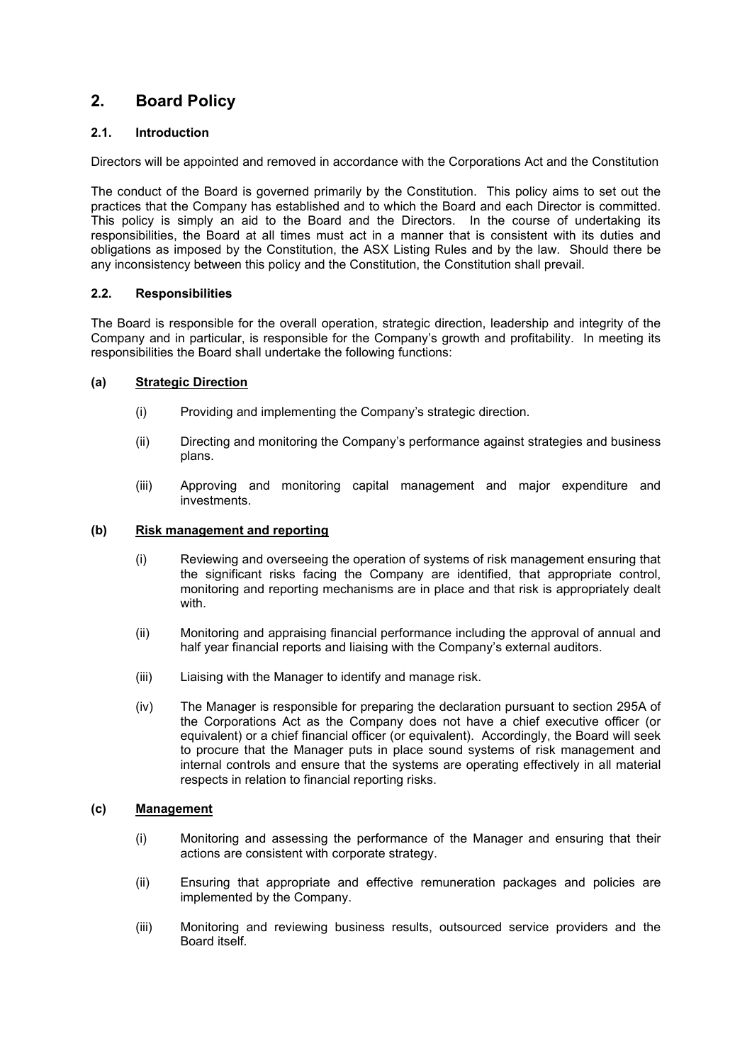## 2. Board Policy

### 2.1. Introduction

Directors will be appointed and removed in accordance with the Corporations Act and the Constitution

The conduct of the Board is governed primarily by the Constitution. This policy aims to set out the practices that the Company has established and to which the Board and each Director is committed. This policy is simply an aid to the Board and the Directors. In the course of undertaking its responsibilities, the Board at all times must act in a manner that is consistent with its duties and obligations as imposed by the Constitution, the ASX Listing Rules and by the law. Should there be any inconsistency between this policy and the Constitution, the Constitution shall prevail.

### 2.2. Responsibilities

The Board is responsible for the overall operation, strategic direction, leadership and integrity of the Company and in particular, is responsible for the Company's growth and profitability. In meeting its responsibilities the Board shall undertake the following functions:

**(a) Strategic Direction**

(i) Providing and implementing the Company's strategic direction.

(ii) Directing and monitoring the Company's performance against strategies and business plans.

(iii) Approving and monitoring capital management and major expenditure and investments.

**(b) Risk management and reporting**

(i) Reviewing and overseeing the operation of systems of risk management ensuring that the significant risks facing the Company are identified, that appropriate control, monitoring and reporting mechanisms are in place and that risk is appropriately dealt with.

(ii) Monitoring and appraising financial performance including the approval of annual and half year financial reports and liaising with the Company's external auditors.

(iii) Liaising with the Manager to identify and manage risk.

(iv) The Manager is responsible for preparing the declaration pursuant to section 295A of the Corporations Act as the Company does not have a chief executive officer (or equivalent) or a chief financial officer (or equivalent). Accordingly, the Board will seek to procure that the Manager puts in place sound systems of risk management and internal controls and ensure that the systems are operating effectively in all material respects in relation to financial reporting risks.

**(c) Management**

(i) Monitoring and assessing the performance of the Manager and ensuring that their actions are consistent with corporate strategy.

(ii) Ensuring that appropriate and effective remuneration packages and policies are implemented by the Company.

(iii) Monitoring and reviewing business results, outsourced service providers and the Board itself.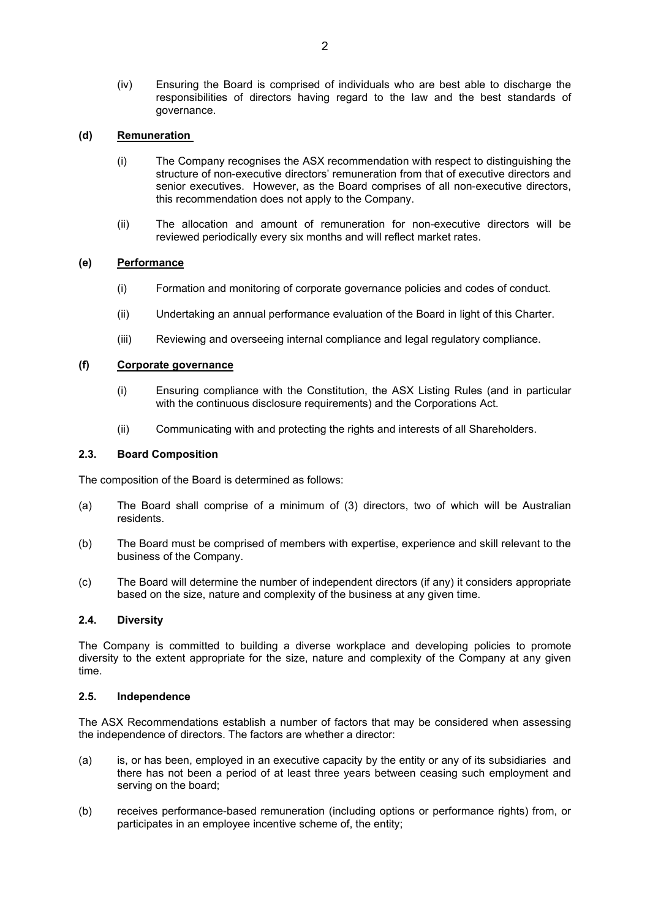(iv) Ensuring the Board is comprised of individuals who are best able to discharge the responsibilities of directors having regard to the law and the best standards of governance.

**(d) Remuneration**

(i) The Company recognises the ASX recommendation with respect to distinguishing the structure of non-executive directors' remuneration from that of executive directors and senior executives. However, as the Board comprises of all non-executive directors, this recommendation does not apply to the Company.

(ii) The allocation and amount of remuneration for non-executive directors will be reviewed periodically every six months and will reflect market rates.

**(e) Performance**

(i) Formation and monitoring of corporate governance policies and codes of conduct.

(ii) Undertaking an annual performance evaluation of the Board in light of this Charter.

(iii) Reviewing and overseeing internal compliance and legal regulatory compliance.

**(f) Corporate governance**

(i) Ensuring compliance with the Constitution, the ASX Listing Rules (and in particular with the continuous disclosure requirements) and the Corporations Act.

(ii) Communicating with and protecting the rights and interests of all Shareholders.

### 2.3. Board Composition

The composition of the Board is determined as follows:

(a) The Board shall comprise of a minimum of (3) directors, two of which will be Australian residents.

(b) The Board must be comprised of members with expertise, experience and skill relevant to the business of the Company.

(c) The Board will determine the number of independent directors (if any) it considers appropriate based on the size, nature and complexity of the business at any given time.

### 2.4. Diversity

The Company is committed to building a diverse workplace and developing policies to promote diversity to the extent appropriate for the size, nature and complexity of the Company at any given time.

### 2.5. Independence

The ASX Recommendations establish a number of factors that may be considered when assessing the independence of directors. The factors are whether a director:

(a) is, or has been, employed in an executive capacity by the entity or any of its subsidiaries and there has not been a period of at least three years between ceasing such employment and serving on the board;

(b) receives performance-based remuneration (including options or performance rights) from, or participates in an employee incentive scheme of, the entity;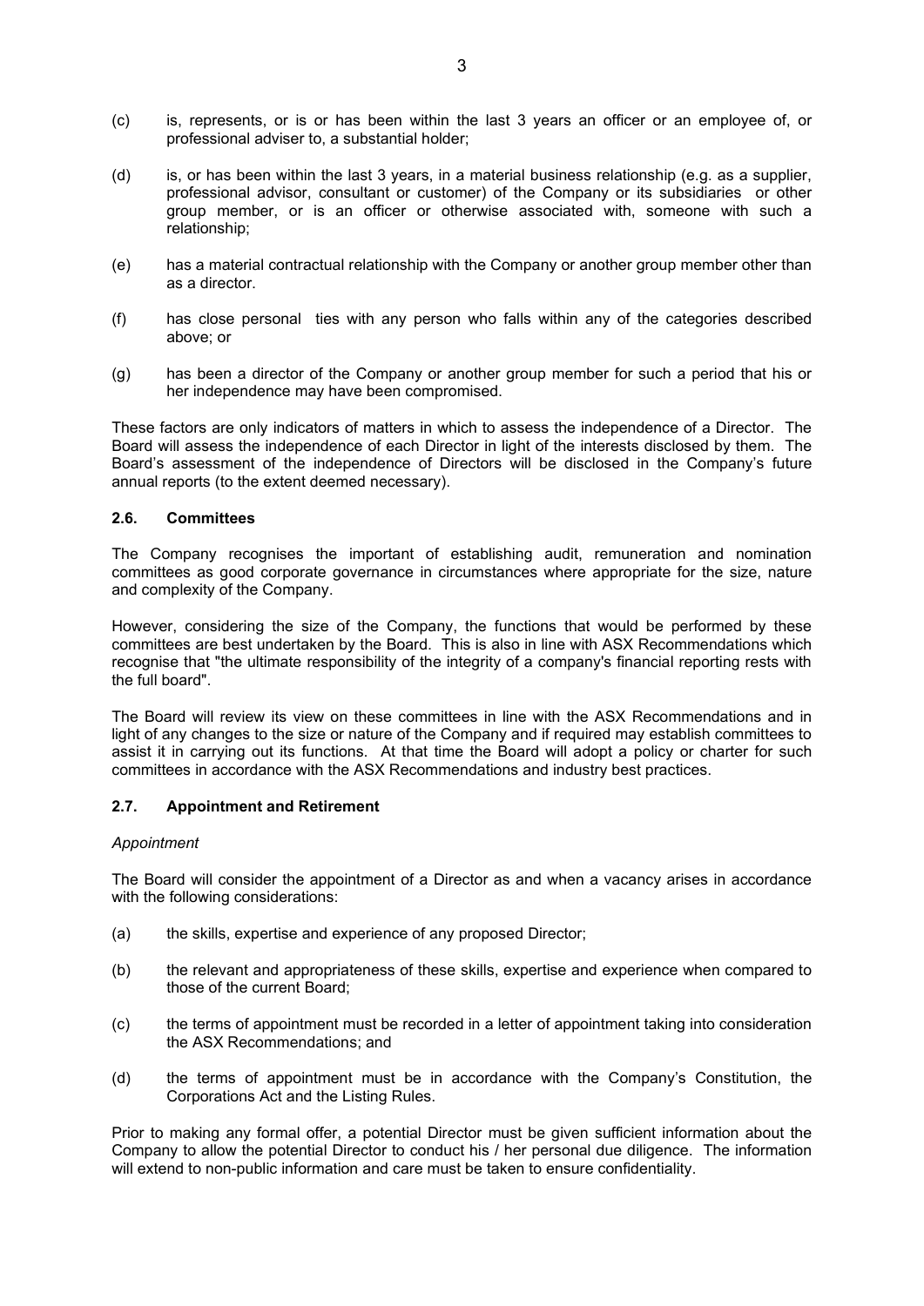(c) is, represents, or is or has been within the last 3 years an officer or an employee of, or professional adviser to, a substantial holder;

(d) is, or has been within the last 3 years, in a material business relationship (e.g. as a supplier, professional advisor, consultant or customer) of the Company or its subsidiaries or other group member, or is an officer or otherwise associated with, someone with such a relationship;

(e) has a material contractual relationship with the Company or another group member other than as a director.

(f) has close personal ties with any person who falls within any of the categories described above; or

(g) has been a director of the Company or another group member for such a period that his or her independence may have been compromised.

These factors are only indicators of matters in which to assess the independence of a Director. The Board will assess the independence of each Director in light of the interests disclosed by them. The Board's assessment of the independence of Directors will be disclosed in the Company's future annual reports (to the extent deemed necessary).

### 2.6. Committees

The Company recognises the important of establishing audit, remuneration and nomination committees as good corporate governance in circumstances where appropriate for the size, nature and complexity of the Company.

However, considering the size of the Company, the functions that would be performed by these committees are best undertaken by the Board. This is also in line with ASX Recommendations which recognise that "the ultimate responsibility of the integrity of a company's financial reporting rests with the full board".

The Board will review its view on these committees in line with the ASX Recommendations and in light of any changes to the size or nature of the Company and if required may establish committees to assist it in carrying out its functions. At that time the Board will adopt a policy or charter for such committees in accordance with the ASX Recommendations and industry best practices.

### 2.7. Appointment and Retirement

*Appointment*

The Board will consider the appointment of a Director as and when a vacancy arises in accordance with the following considerations:

(a) the skills, expertise and experience of any proposed Director;

(b) the relevant and appropriateness of these skills, expertise and experience when compared to those of the current Board;

(c) the terms of appointment must be recorded in a letter of appointment taking into consideration the ASX Recommendations; and

(d) the terms of appointment must be in accordance with the Company's Constitution, the Corporations Act and the Listing Rules.

Prior to making any formal offer, a potential Director must be given sufficient information about the Company to allow the potential Director to conduct his / her personal due diligence. The information will extend to non-public information and care must be taken to ensure confidentiality.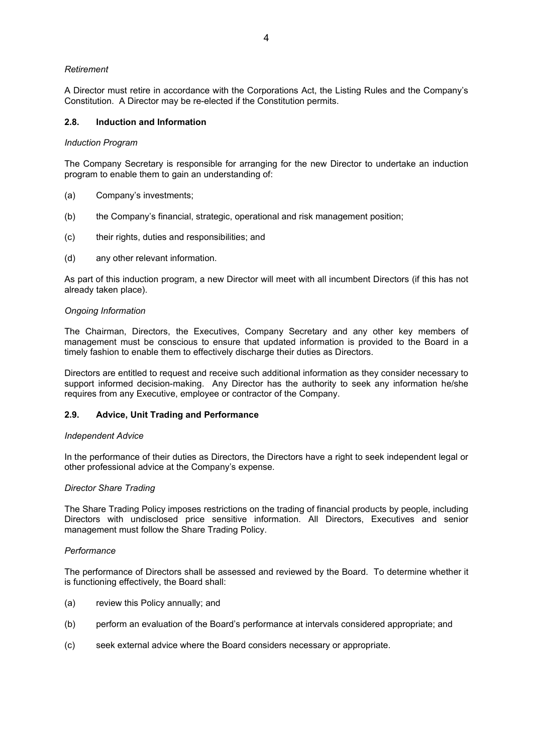*Retirement*

A Director must retire in accordance with the Corporations Act, the Listing Rules and the Company's Constitution. A Director may be re-elected if the Constitution permits.

### 2.8. Induction and Information

*Induction Program*

The Company Secretary is responsible for arranging for the new Director to undertake an induction program to enable them to gain an understanding of:

(a) Company's investments;

(b) the Company's financial, strategic, operational and risk management position;

(c) their rights, duties and responsibilities; and

(d) any other relevant information.

As part of this induction program, a new Director will meet with all incumbent Directors (if this has not already taken place).

*Ongoing Information*

The Chairman, Directors, the Executives, Company Secretary and any other key members of management must be conscious to ensure that updated information is provided to the Board in a timely fashion to enable them to effectively discharge their duties as Directors.

Directors are entitled to request and receive such additional information as they consider necessary to support informed decision-making. Any Director has the authority to seek any information he/she requires from any Executive, employee or contractor of the Company.

### 2.9. Advice, Unit Trading and Performance

*Independent Advice*

In the performance of their duties as Directors, the Directors have a right to seek independent legal or other professional advice at the Company's expense.

*Director Share Trading*

The Share Trading Policy imposes restrictions on the trading of financial products by people, including Directors with undisclosed price sensitive information. All Directors, Executives and senior management must follow the Share Trading Policy.

*Performance*

The performance of Directors shall be assessed and reviewed by the Board. To determine whether it is functioning effectively, the Board shall:

(a) review this Policy annually; and

(b) perform an evaluation of the Board's performance at intervals considered appropriate; and

(c) seek external advice where the Board considers necessary or appropriate.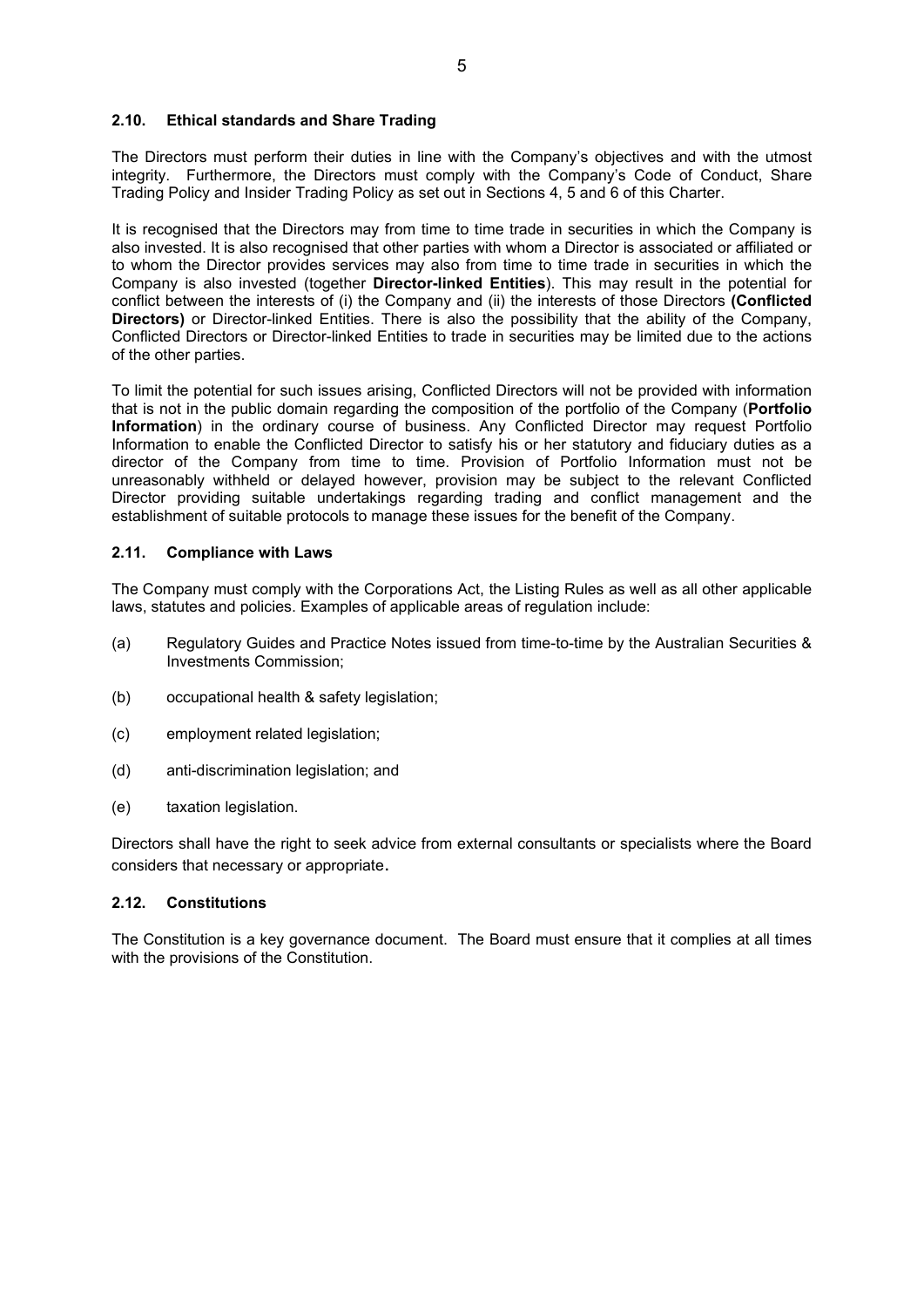### 2.10. Ethical standards and Share Trading

The Directors must perform their duties in line with the Company's objectives and with the utmost integrity. Furthermore, the Directors must comply with the Company's Code of Conduct, Share Trading Policy and Insider Trading Policy as set out in Sections 4, 5 and 6 of this Charter.

It is recognised that the Directors may from time to time trade in securities in which the Company is also invested. It is also recognised that other parties with whom a Director is associated or affiliated or to whom the Director provides services may also from time to time trade in securities in which the Company is also invested (together **Director-linked Entities**). This may result in the potential for conflict between the interests of (i) the Company and (ii) the interests of those Directors **(Conflicted Directors)** or Director-linked Entities. There is also the possibility that the ability of the Company, Conflicted Directors or Director-linked Entities to trade in securities may be limited due to the actions of the other parties.

To limit the potential for such issues arising, Conflicted Directors will not be provided with information that is not in the public domain regarding the composition of the portfolio of the Company (**Portfolio Information**) in the ordinary course of business. Any Conflicted Director may request Portfolio Information to enable the Conflicted Director to satisfy his or her statutory and fiduciary duties as a director of the Company from time to time. Provision of Portfolio Information must not be unreasonably withheld or delayed however, provision may be subject to the relevant Conflicted Director providing suitable undertakings regarding trading and conflict management and the establishment of suitable protocols to manage these issues for the benefit of the Company.

### 2.11. Compliance with Laws

The Company must comply with the Corporations Act, the Listing Rules as well as all other applicable laws, statutes and policies. Examples of applicable areas of regulation include:

(a) Regulatory Guides and Practice Notes issued from time-to-time by the Australian Securities & Investments Commission;

(b) occupational health & safety legislation;

(c) employment related legislation;

(d) anti-discrimination legislation; and

(e) taxation legislation.

Directors shall have the right to seek advice from external consultants or specialists where the Board considers that necessary or appropriate.

### 2.12. Constitutions

The Constitution is a key governance document. The Board must ensure that it complies at all times with the provisions of the Constitution.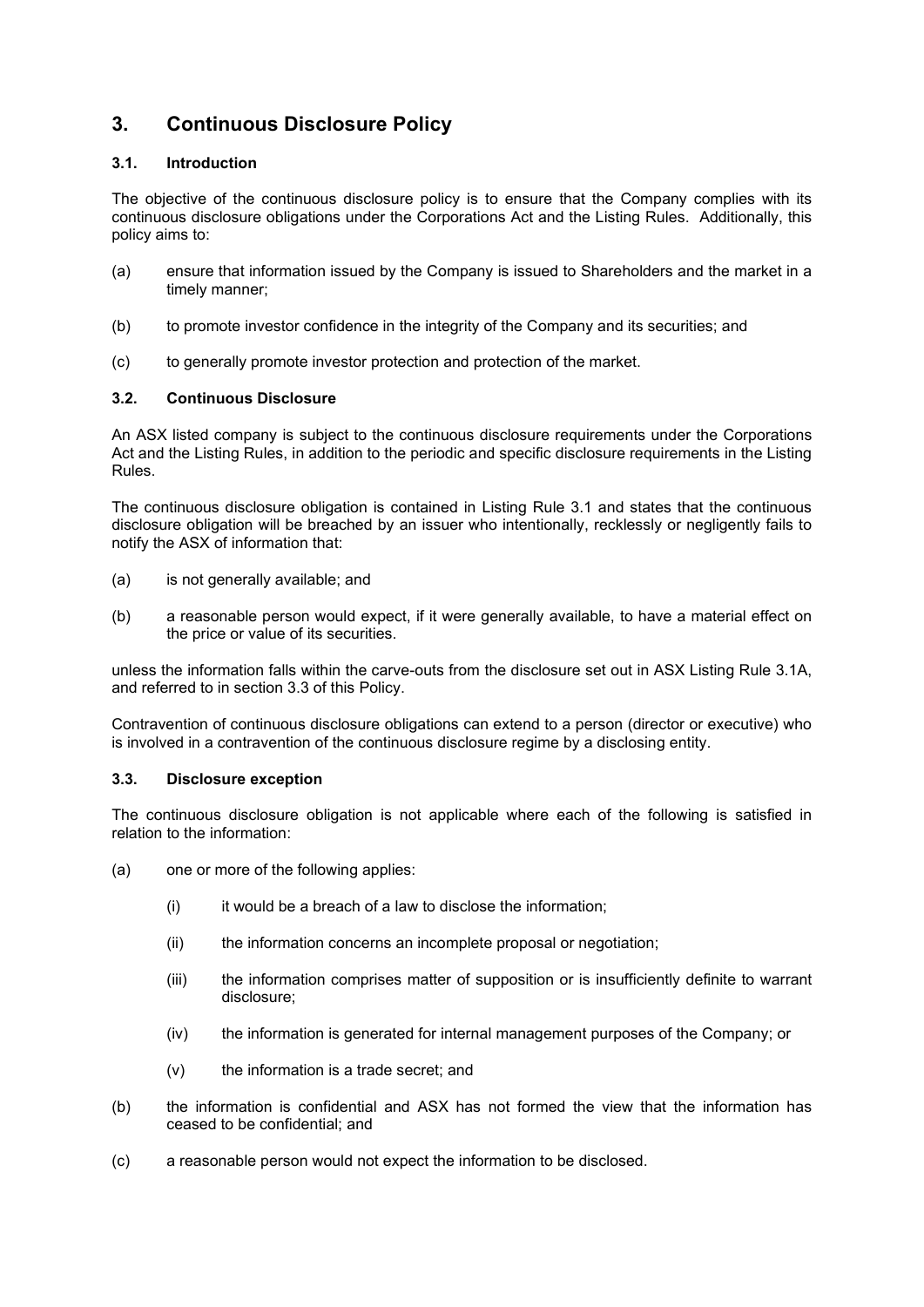## 3. Continuous Disclosure Policy

### 3.1. Introduction

The objective of the continuous disclosure policy is to ensure that the Company complies with its continuous disclosure obligations under the Corporations Act and the Listing Rules. Additionally, this policy aims to:

(a) ensure that information issued by the Company is issued to Shareholders and the market in a timely manner;

(b) to promote investor confidence in the integrity of the Company and its securities; and

(c) to generally promote investor protection and protection of the market.

### 3.2. Continuous Disclosure

An ASX listed company is subject to the continuous disclosure requirements under the Corporations Act and the Listing Rules, in addition to the periodic and specific disclosure requirements in the Listing Rules.

The continuous disclosure obligation is contained in Listing Rule 3.1 and states that the continuous disclosure obligation will be breached by an issuer who intentionally, recklessly or negligently fails to notify the ASX of information that:

(a) is not generally available; and

(b) a reasonable person would expect, if it were generally available, to have a material effect on the price or value of its securities.

unless the information falls within the carve-outs from the disclosure set out in ASX Listing Rule 3.1A, and referred to in section 3.3 of this Policy.

Contravention of continuous disclosure obligations can extend to a person (director or executive) who is involved in a contravention of the continuous disclosure regime by a disclosing entity.

### 3.3. Disclosure exception

The continuous disclosure obligation is not applicable where each of the following is satisfied in relation to the information:

(a) one or more of the following applies:

   (i) it would be a breach of a law to disclose the information;

   (ii) the information concerns an incomplete proposal or negotiation;

   (iii) the information comprises matter of supposition or is insufficiently definite to warrant disclosure;

   (iv) the information is generated for internal management purposes of the Company; or

   (v) the information is a trade secret; and

(b) the information is confidential and ASX has not formed the view that the information has ceased to be confidential; and

(c) a reasonable person would not expect the information to be disclosed.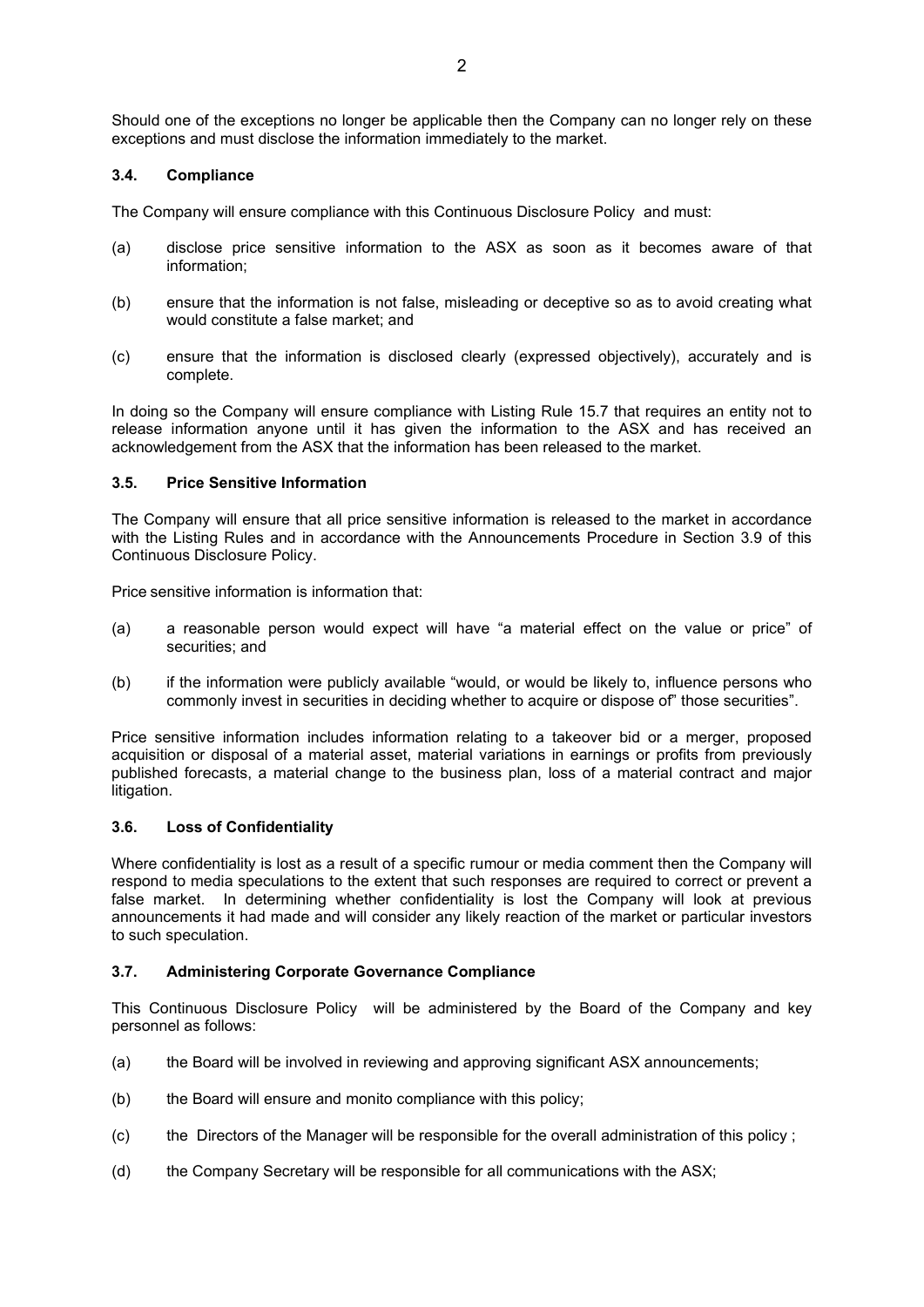Should one of the exceptions no longer be applicable then the Company can no longer rely on these exceptions and must disclose the information immediately to the market.

### 3.4. Compliance

The Company will ensure compliance with this Continuous Disclosure Policy and must:

(a) disclose price sensitive information to the ASX as soon as it becomes aware of that information;

(b) ensure that the information is not false, misleading or deceptive so as to avoid creating what would constitute a false market; and

(c) ensure that the information is disclosed clearly (expressed objectively), accurately and is complete.

In doing so the Company will ensure compliance with Listing Rule 15.7 that requires an entity not to release information anyone until it has given the information to the ASX and has received an acknowledgement from the ASX that the information has been released to the market.

### 3.5. Price Sensitive Information

The Company will ensure that all price sensitive information is released to the market in accordance with the Listing Rules and in accordance with the Announcements Procedure in Section 3.9 of this Continuous Disclosure Policy.

Price sensitive information is information that:

(a) a reasonable person would expect will have "a material effect on the value or price" of securities; and

(b) if the information were publicly available "would, or would be likely to, influence persons who commonly invest in securities in deciding whether to acquire or dispose of" those securities".

Price sensitive information includes information relating to a takeover bid or a merger, proposed acquisition or disposal of a material asset, material variations in earnings or profits from previously published forecasts, a material change to the business plan, loss of a material contract and major litigation.

### 3.6. Loss of Confidentiality

Where confidentiality is lost as a result of a specific rumour or media comment then the Company will respond to media speculations to the extent that such responses are required to correct or prevent a false market. In determining whether confidentiality is lost the Company will look at previous announcements it had made and will consider any likely reaction of the market or particular investors to such speculation.

### 3.7. Administering Corporate Governance Compliance

This Continuous Disclosure Policy will be administered by the Board of the Company and key personnel as follows:

(a) the Board will be involved in reviewing and approving significant ASX announcements;

(b) the Board will ensure and monito compliance with this policy;

(c) the Directors of the Manager will be responsible for the overall administration of this policy ;

(d) the Company Secretary will be responsible for all communications with the ASX;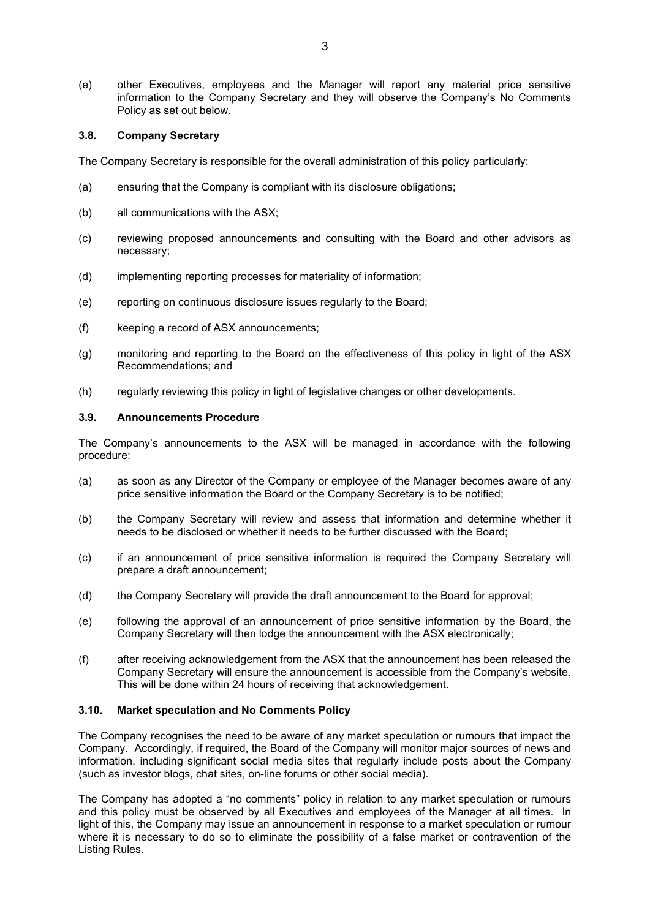(e) other Executives, employees and the Manager will report any material price sensitive information to the Company Secretary and they will observe the Company's No Comments Policy as set out below.

### 3.8. Company Secretary

The Company Secretary is responsible for the overall administration of this policy particularly:

(a) ensuring that the Company is compliant with its disclosure obligations;

(b) all communications with the ASX;

(c) reviewing proposed announcements and consulting with the Board and other advisors as necessary;

(d) implementing reporting processes for materiality of information;

(e) reporting on continuous disclosure issues regularly to the Board;

(f) keeping a record of ASX announcements;

(g) monitoring and reporting to the Board on the effectiveness of this policy in light of the ASX Recommendations; and

(h) regularly reviewing this policy in light of legislative changes or other developments.

### 3.9. Announcements Procedure

The Company's announcements to the ASX will be managed in accordance with the following procedure:

(a) as soon as any Director of the Company or employee of the Manager becomes aware of any price sensitive information the Board or the Company Secretary is to be notified;

(b) the Company Secretary will review and assess that information and determine whether it needs to be disclosed or whether it needs to be further discussed with the Board;

(c) if an announcement of price sensitive information is required the Company Secretary will prepare a draft announcement;

(d) the Company Secretary will provide the draft announcement to the Board for approval;

(e) following the approval of an announcement of price sensitive information by the Board, the Company Secretary will then lodge the announcement with the ASX electronically;

(f) after receiving acknowledgement from the ASX that the announcement has been released the Company Secretary will ensure the announcement is accessible from the Company's website. This will be done within 24 hours of receiving that acknowledgement.

### 3.10. Market speculation and No Comments Policy

The Company recognises the need to be aware of any market speculation or rumours that impact the Company. Accordingly, if required, the Board of the Company will monitor major sources of news and information, including significant social media sites that regularly include posts about the Company (such as investor blogs, chat sites, on-line forums or other social media).

The Company has adopted a "no comments" policy in relation to any market speculation or rumours and this policy must be observed by all Executives and employees of the Manager at all times. In light of this, the Company may issue an announcement in response to a market speculation or rumour where it is necessary to do so to eliminate the possibility of a false market or contravention of the Listing Rules.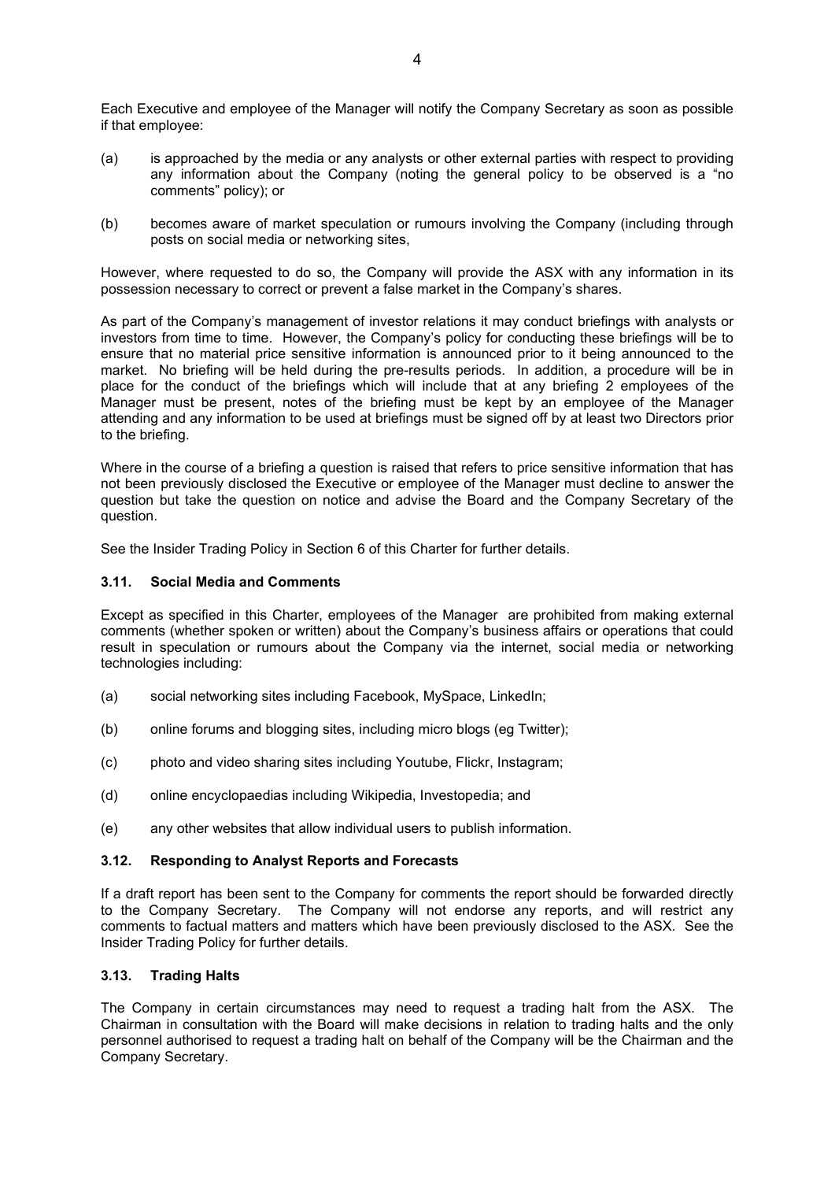Each Executive and employee of the Manager will notify the Company Secretary as soon as possible if that employee:

(a) is approached by the media or any analysts or other external parties with respect to providing any information about the Company (noting the general policy to be observed is a "no comments" policy); or

(b) becomes aware of market speculation or rumours involving the Company (including through posts on social media or networking sites,

However, where requested to do so, the Company will provide the ASX with any information in its possession necessary to correct or prevent a false market in the Company's shares.

As part of the Company's management of investor relations it may conduct briefings with analysts or investors from time to time. However, the Company's policy for conducting these briefings will be to ensure that no material price sensitive information is announced prior to it being announced to the market. No briefing will be held during the pre-results periods. In addition, a procedure will be in place for the conduct of the briefings which will include that at any briefing 2 employees of the Manager must be present, notes of the briefing must be kept by an employee of the Manager attending and any information to be used at briefings must be signed off by at least two Directors prior to the briefing.

Where in the course of a briefing a question is raised that refers to price sensitive information that has not been previously disclosed the Executive or employee of the Manager must decline to answer the question but take the question on notice and advise the Board and the Company Secretary of the question.

See the Insider Trading Policy in Section 6 of this Charter for further details.

### 3.11. Social Media and Comments

Except as specified in this Charter, employees of the Manager are prohibited from making external comments (whether spoken or written) about the Company's business affairs or operations that could result in speculation or rumours about the Company via the internet, social media or networking technologies including:

(a) social networking sites including Facebook, MySpace, LinkedIn;

(b) online forums and blogging sites, including micro blogs (eg Twitter);

(c) photo and video sharing sites including Youtube, Flickr, Instagram;

(d) online encyclopaedias including Wikipedia, Investopedia; and

(e) any other websites that allow individual users to publish information.

### 3.12. Responding to Analyst Reports and Forecasts

If a draft report has been sent to the Company for comments the report should be forwarded directly to the Company Secretary. The Company will not endorse any reports, and will restrict any comments to factual matters and matters which have been previously disclosed to the ASX. See the Insider Trading Policy for further details.

### 3.13. Trading Halts

The Company in certain circumstances may need to request a trading halt from the ASX. The Chairman in consultation with the Board will make decisions in relation to trading halts and the only personnel authorised to request a trading halt on behalf of the Company will be the Chairman and the Company Secretary.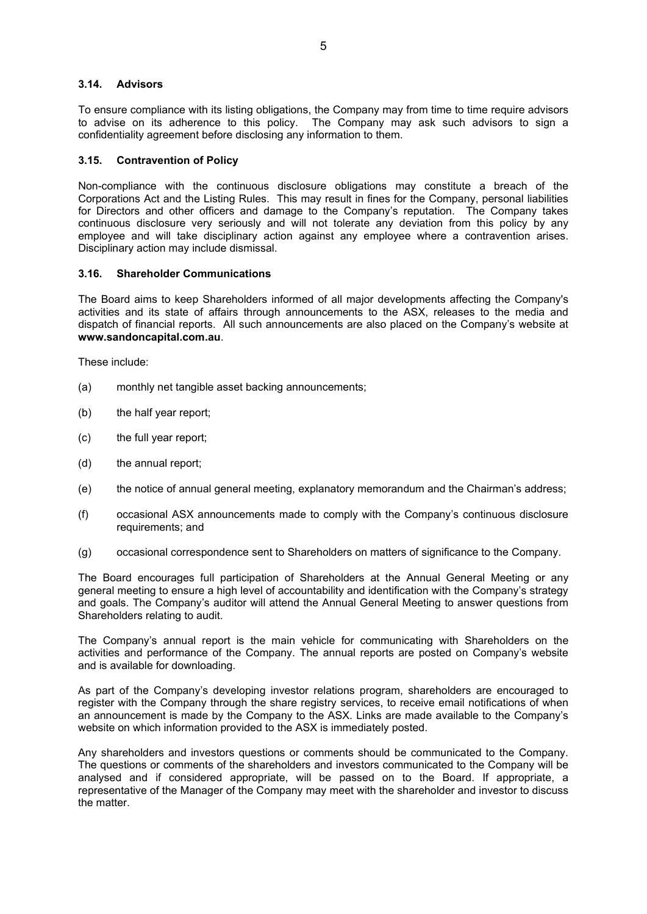### 3.14. Advisors

To ensure compliance with its listing obligations, the Company may from time to time require advisors to advise on its adherence to this policy. The Company may ask such advisors to sign a confidentiality agreement before disclosing any information to them.

### 3.15. Contravention of Policy

Non-compliance with the continuous disclosure obligations may constitute a breach of the Corporations Act and the Listing Rules. This may result in fines for the Company, personal liabilities for Directors and other officers and damage to the Company's reputation. The Company takes continuous disclosure very seriously and will not tolerate any deviation from this policy by any employee and will take disciplinary action against any employee where a contravention arises. Disciplinary action may include dismissal.

### 3.16. Shareholder Communications

The Board aims to keep Shareholders informed of all major developments affecting the Company's activities and its state of affairs through announcements to the ASX, releases to the media and dispatch of financial reports. All such announcements are also placed on the Company's website at **www.sandoncapital.com.au**.

These include:

(a) monthly net tangible asset backing announcements;

(b) the half year report;

(c) the full year report;

(d) the annual report;

(e) the notice of annual general meeting, explanatory memorandum and the Chairman's address;

(f) occasional ASX announcements made to comply with the Company's continuous disclosure requirements; and

(g) occasional correspondence sent to Shareholders on matters of significance to the Company.

The Board encourages full participation of Shareholders at the Annual General Meeting or any general meeting to ensure a high level of accountability and identification with the Company's strategy and goals. The Company's auditor will attend the Annual General Meeting to answer questions from Shareholders relating to audit.

The Company's annual report is the main vehicle for communicating with Shareholders on the activities and performance of the Company. The annual reports are posted on Company's website and is available for downloading.

As part of the Company's developing investor relations program, shareholders are encouraged to register with the Company through the share registry services, to receive email notifications of when an announcement is made by the Company to the ASX. Links are made available to the Company's website on which information provided to the ASX is immediately posted.

Any shareholders and investors questions or comments should be communicated to the Company. The questions or comments of the shareholders and investors communicated to the Company will be analysed and if considered appropriate, will be passed on to the Board. If appropriate, a representative of the Manager of the Company may meet with the shareholder and investor to discuss the matter.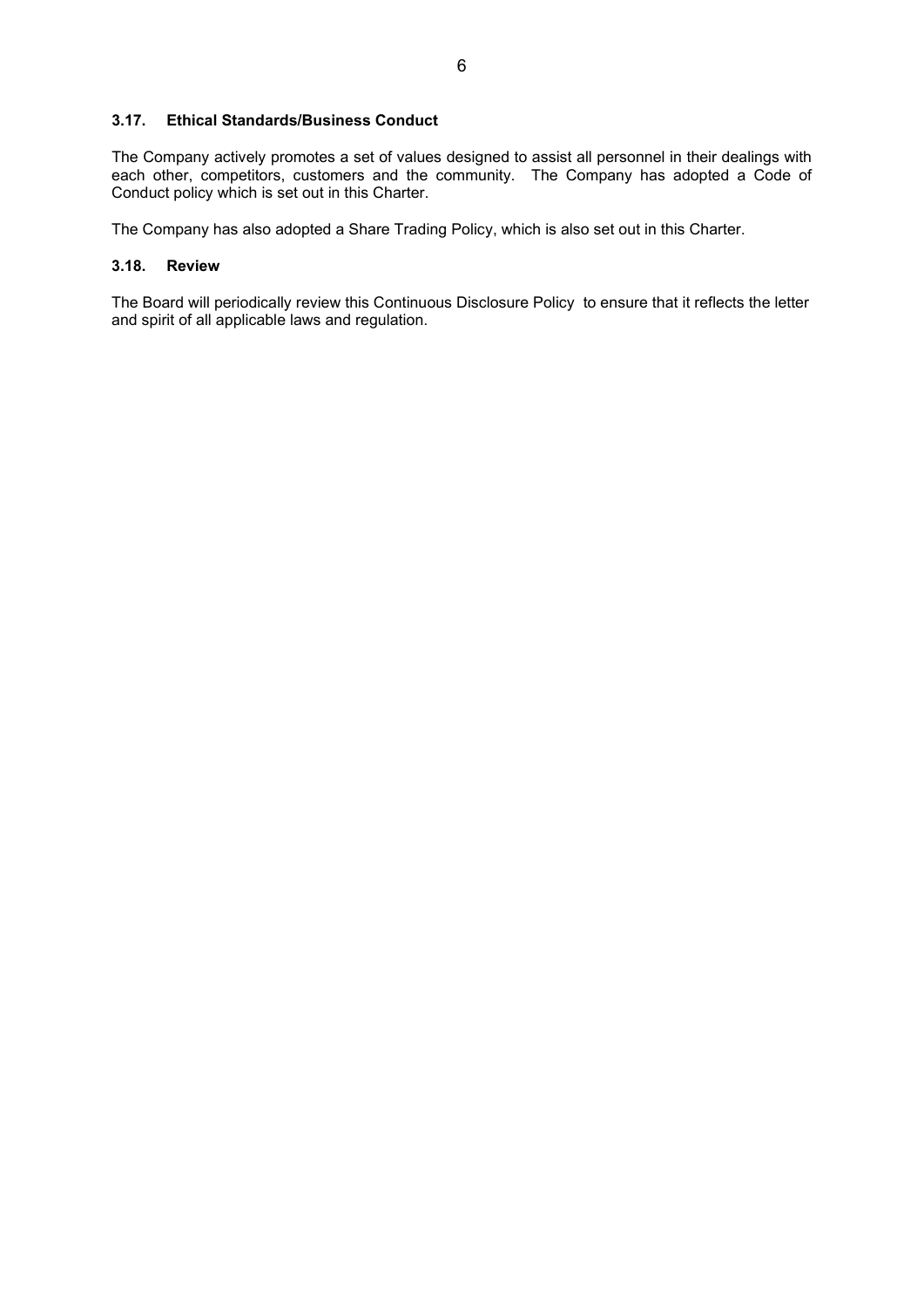### 3.17. Ethical Standards/Business Conduct

The Company actively promotes a set of values designed to assist all personnel in their dealings with each other, competitors, customers and the community. The Company has adopted a Code of Conduct policy which is set out in this Charter.

The Company has also adopted a Share Trading Policy, which is also set out in this Charter.

### 3.18. Review

The Board will periodically review this Continuous Disclosure Policy to ensure that it reflects the letter and spirit of all applicable laws and regulation.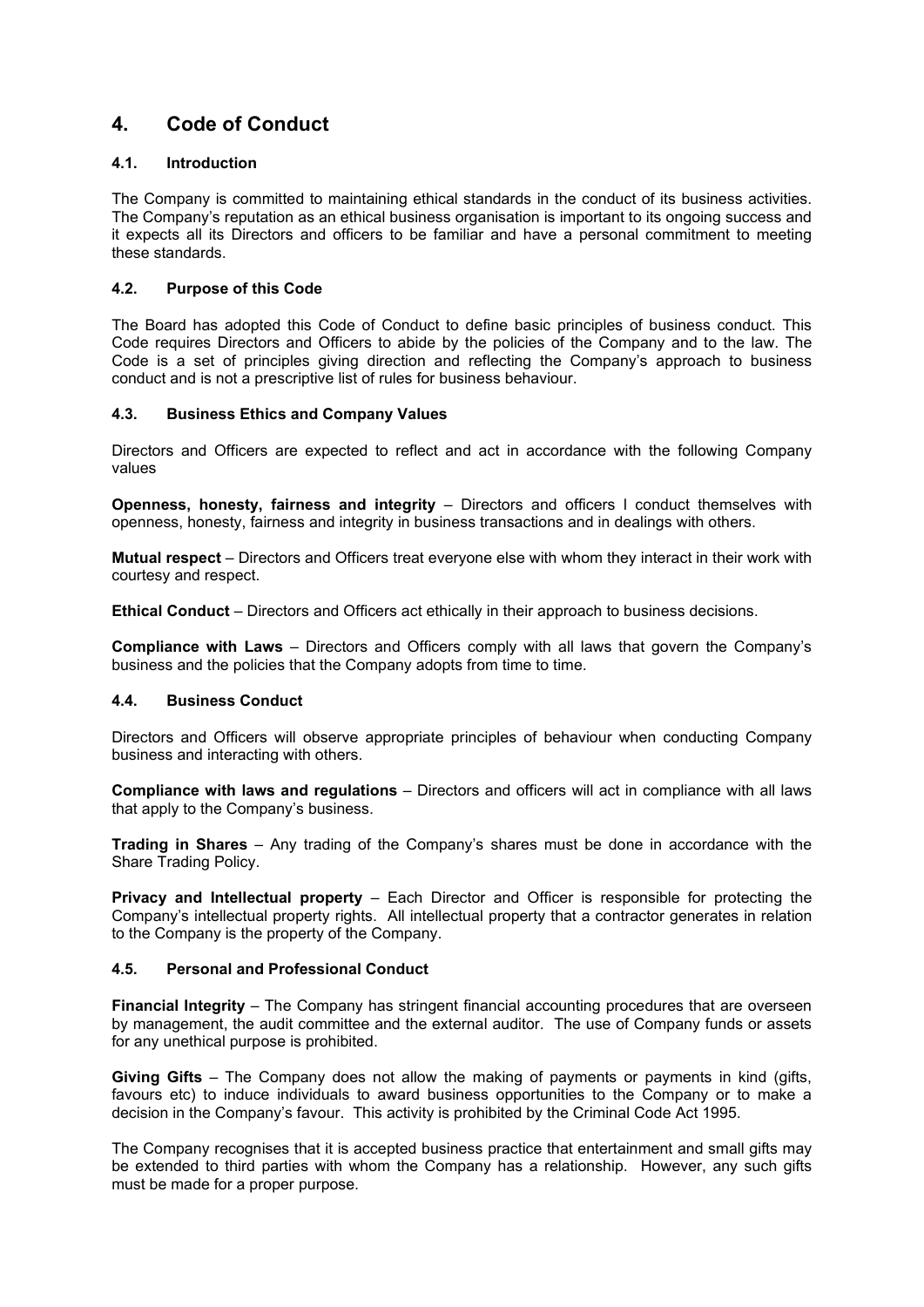## 4. Code of Conduct

### 4.1. Introduction

The Company is committed to maintaining ethical standards in the conduct of its business activities. The Company's reputation as an ethical business organisation is important to its ongoing success and it expects all its Directors and officers to be familiar and have a personal commitment to meeting these standards.

### 4.2. Purpose of this Code

The Board has adopted this Code of Conduct to define basic principles of business conduct. This Code requires Directors and Officers to abide by the policies of the Company and to the law. The Code is a set of principles giving direction and reflecting the Company's approach to business conduct and is not a prescriptive list of rules for business behaviour.

### 4.3. Business Ethics and Company Values

Directors and Officers are expected to reflect and act in accordance with the following Company values

**Openness, honesty, fairness and integrity** – Directors and officers l conduct themselves with openness, honesty, fairness and integrity in business transactions and in dealings with others.

**Mutual respect** – Directors and Officers treat everyone else with whom they interact in their work with courtesy and respect.

**Ethical Conduct** – Directors and Officers act ethically in their approach to business decisions.

**Compliance with Laws** – Directors and Officers comply with all laws that govern the Company's business and the policies that the Company adopts from time to time.

### 4.4. Business Conduct

Directors and Officers will observe appropriate principles of behaviour when conducting Company business and interacting with others.

**Compliance with laws and regulations** – Directors and officers will act in compliance with all laws that apply to the Company's business.

**Trading in Shares** – Any trading of the Company's shares must be done in accordance with the Share Trading Policy.

**Privacy and Intellectual property** – Each Director and Officer is responsible for protecting the Company's intellectual property rights. All intellectual property that a contractor generates in relation to the Company is the property of the Company.

### 4.5. Personal and Professional Conduct

**Financial Integrity** – The Company has stringent financial accounting procedures that are overseen by management, the audit committee and the external auditor. The use of Company funds or assets for any unethical purpose is prohibited.

**Giving Gifts** – The Company does not allow the making of payments or payments in kind (gifts, favours etc) to induce individuals to award business opportunities to the Company or to make a decision in the Company's favour. This activity is prohibited by the Criminal Code Act 1995.

The Company recognises that it is accepted business practice that entertainment and small gifts may be extended to third parties with whom the Company has a relationship. However, any such gifts must be made for a proper purpose.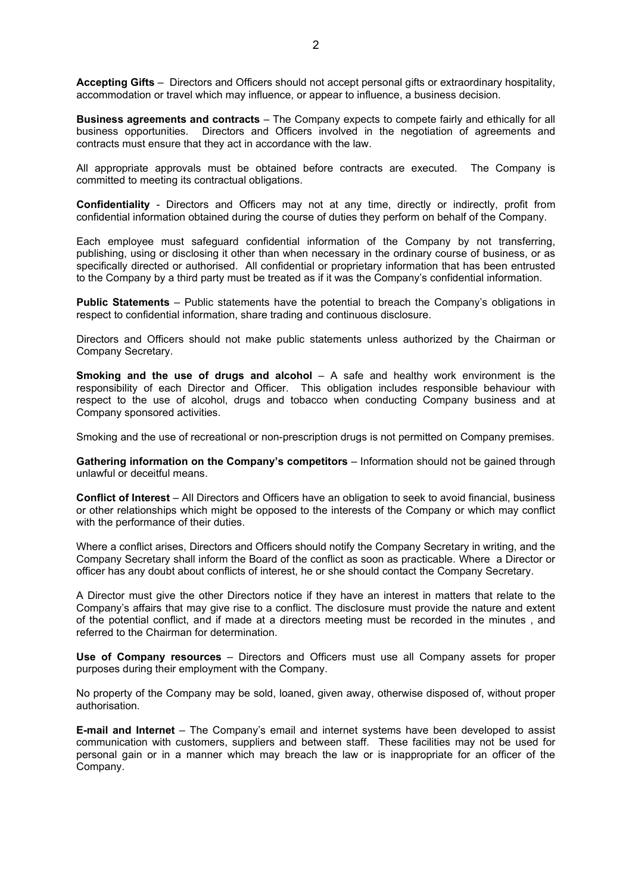**Accepting Gifts** – Directors and Officers should not accept personal gifts or extraordinary hospitality, accommodation or travel which may influence, or appear to influence, a business decision.

**Business agreements and contracts** – The Company expects to compete fairly and ethically for all business opportunities. Directors and Officers involved in the negotiation of agreements and contracts must ensure that they act in accordance with the law.

All appropriate approvals must be obtained before contracts are executed. The Company is committed to meeting its contractual obligations.

**Confidentiality** - Directors and Officers may not at any time, directly or indirectly, profit from confidential information obtained during the course of duties they perform on behalf of the Company.

Each employee must safeguard confidential information of the Company by not transferring, publishing, using or disclosing it other than when necessary in the ordinary course of business, or as specifically directed or authorised. All confidential or proprietary information that has been entrusted to the Company by a third party must be treated as if it was the Company's confidential information.

**Public Statements** – Public statements have the potential to breach the Company's obligations in respect to confidential information, share trading and continuous disclosure.

Directors and Officers should not make public statements unless authorized by the Chairman or Company Secretary.

**Smoking and the use of drugs and alcohol** – A safe and healthy work environment is the responsibility of each Director and Officer. This obligation includes responsible behaviour with respect to the use of alcohol, drugs and tobacco when conducting Company business and at Company sponsored activities.

Smoking and the use of recreational or non-prescription drugs is not permitted on Company premises.

**Gathering information on the Company's competitors** – Information should not be gained through unlawful or deceitful means.

**Conflict of Interest** – All Directors and Officers have an obligation to seek to avoid financial, business or other relationships which might be opposed to the interests of the Company or which may conflict with the performance of their duties.

Where a conflict arises, Directors and Officers should notify the Company Secretary in writing, and the Company Secretary shall inform the Board of the conflict as soon as practicable. Where a Director or officer has any doubt about conflicts of interest, he or she should contact the Company Secretary.

A Director must give the other Directors notice if they have an interest in matters that relate to the Company's affairs that may give rise to a conflict. The disclosure must provide the nature and extent of the potential conflict, and if made at a directors meeting must be recorded in the minutes , and referred to the Chairman for determination.

**Use of Company resources** – Directors and Officers must use all Company assets for proper purposes during their employment with the Company.

No property of the Company may be sold, loaned, given away, otherwise disposed of, without proper authorisation.

**E-mail and Internet** – The Company's email and internet systems have been developed to assist communication with customers, suppliers and between staff. These facilities may not be used for personal gain or in a manner which may breach the law or is inappropriate for an officer of the Company.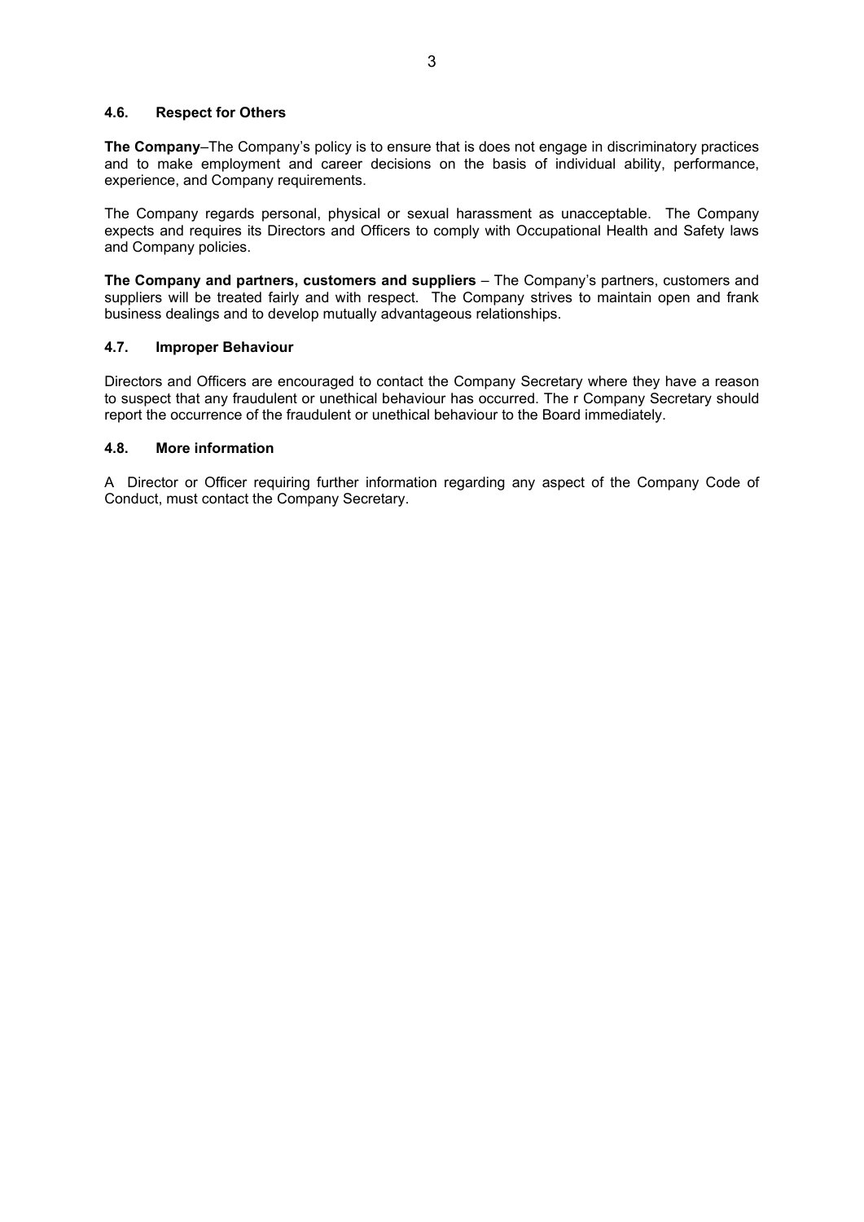### 4.6. Respect for Others

**The Company**–The Company's policy is to ensure that is does not engage in discriminatory practices and to make employment and career decisions on the basis of individual ability, performance, experience, and Company requirements.

The Company regards personal, physical or sexual harassment as unacceptable. The Company expects and requires its Directors and Officers to comply with Occupational Health and Safety laws and Company policies.

**The Company and partners, customers and suppliers** – The Company's partners, customers and suppliers will be treated fairly and with respect. The Company strives to maintain open and frank business dealings and to develop mutually advantageous relationships.

### 4.7. Improper Behaviour

Directors and Officers are encouraged to contact the Company Secretary where they have a reason to suspect that any fraudulent or unethical behaviour has occurred. The r Company Secretary should report the occurrence of the fraudulent or unethical behaviour to the Board immediately.

### 4.8. More information

A Director or Officer requiring further information regarding any aspect of the Company Code of Conduct, must contact the Company Secretary.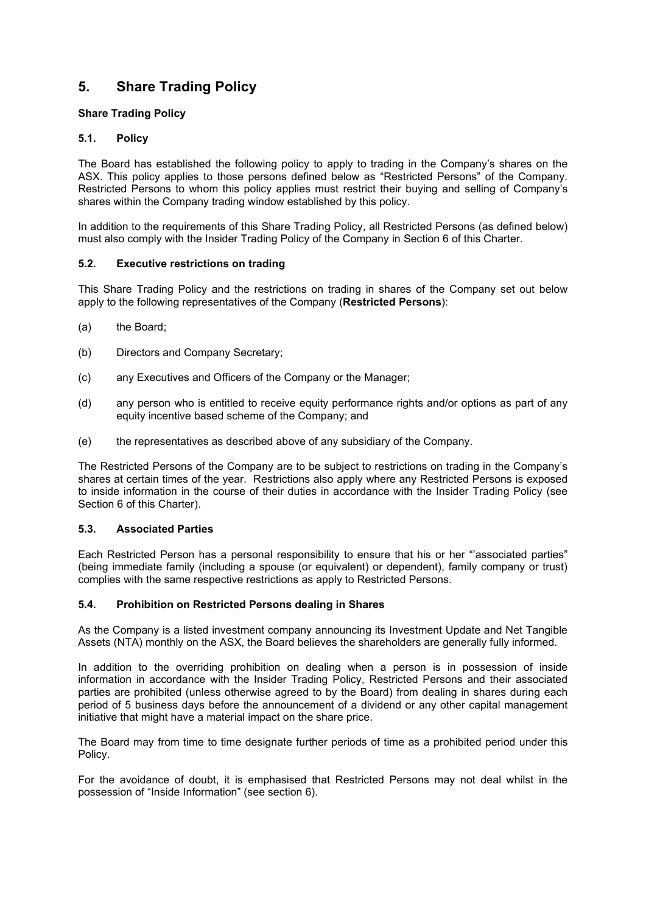# 5. Share Trading Policy

**Share Trading Policy**

### 5.1. Policy

The Board has established the following policy to apply to trading in the Company's shares on the ASX. This policy applies to those persons defined below as "Restricted Persons" of the Company. Restricted Persons to whom this policy applies must restrict their buying and selling of Company's shares within the Company trading window established by this policy.

In addition to the requirements of this Share Trading Policy, all Restricted Persons (as defined below) must also comply with the Insider Trading Policy of the Company in Section 6 of this Charter.

### 5.2. Executive restrictions on trading

This Share Trading Policy and the restrictions on trading in shares of the Company set out below apply to the following representatives of the Company (**Restricted Persons**):

(a) the Board;

(b) Directors and Company Secretary;

(c) any Executives and Officers of the Company or the Manager;

(d) any person who is entitled to receive equity performance rights and/or options as part of any equity incentive based scheme of the Company; and

(e) the representatives as described above of any subsidiary of the Company.

The Restricted Persons of the Company are to be subject to restrictions on trading in the Company's shares at certain times of the year. Restrictions also apply where any Restricted Persons is exposed to inside information in the course of their duties in accordance with the Insider Trading Policy (see Section 6 of this Charter).

### 5.3. Associated Parties

Each Restricted Person has a personal responsibility to ensure that his or her "'associated parties" (being immediate family (including a spouse (or equivalent) or dependent), family company or trust) complies with the same respective restrictions as apply to Restricted Persons.

### 5.4. Prohibition on Restricted Persons dealing in Shares

As the Company is a listed investment company announcing its Investment Update and Net Tangible Assets (NTA) monthly on the ASX, the Board believes the shareholders are generally fully informed.

In addition to the overriding prohibition on dealing when a person is in possession of inside information in accordance with the Insider Trading Policy, Restricted Persons and their associated parties are prohibited (unless otherwise agreed to by the Board) from dealing in shares during each period of 5 business days before the announcement of a dividend or any other capital management initiative that might have a material impact on the share price.

The Board may from time to time designate further periods of time as a prohibited period under this Policy.

For the avoidance of doubt, it is emphasised that Restricted Persons may not deal whilst in the possession of "Inside Information" (see section 6).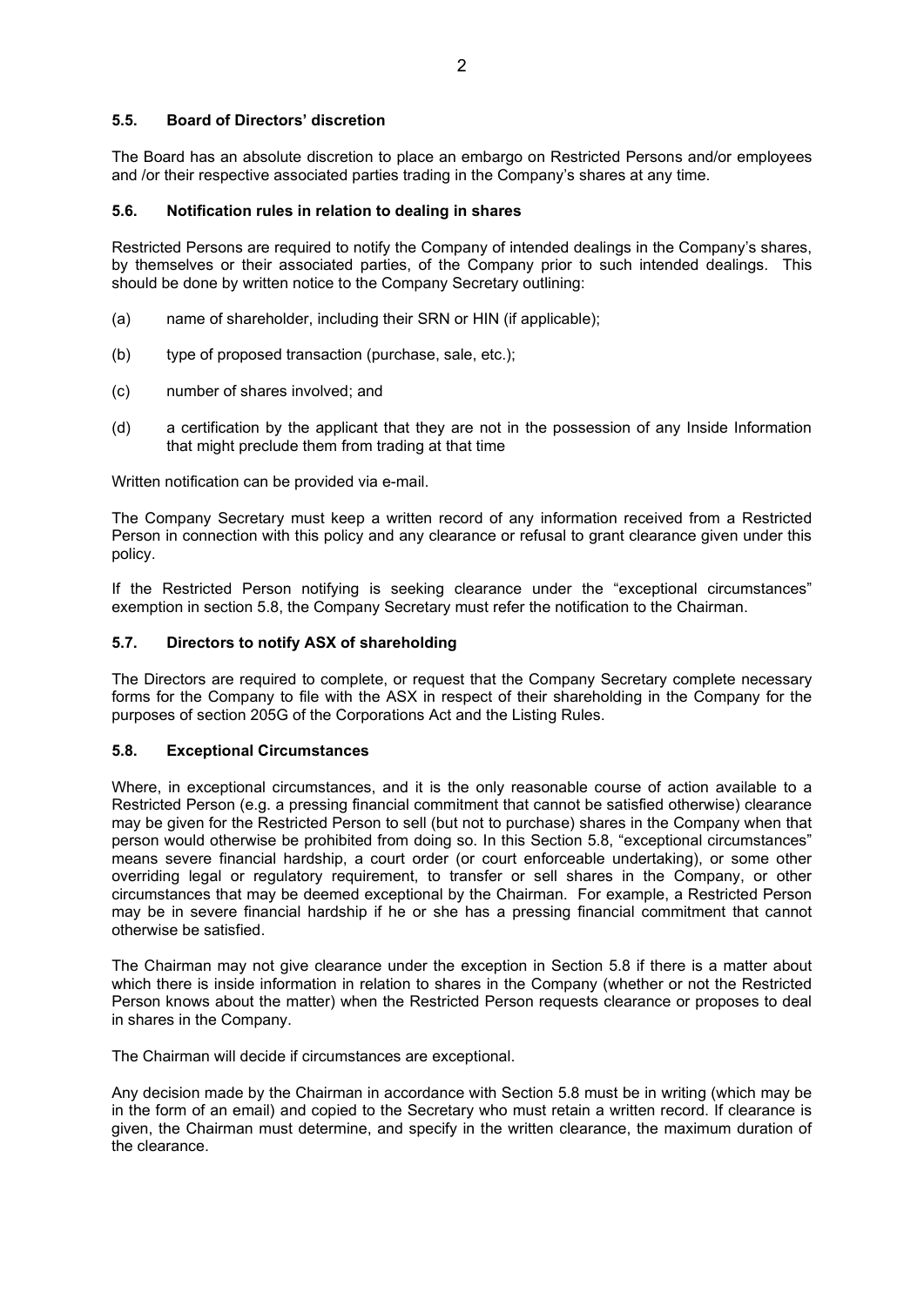### 5.5. Board of Directors' discretion

The Board has an absolute discretion to place an embargo on Restricted Persons and/or employees and /or their respective associated parties trading in the Company's shares at any time.

### 5.6. Notification rules in relation to dealing in shares

Restricted Persons are required to notify the Company of intended dealings in the Company's shares, by themselves or their associated parties, of the Company prior to such intended dealings. This should be done by written notice to the Company Secretary outlining:

(a) name of shareholder, including their SRN or HIN (if applicable);

(b) type of proposed transaction (purchase, sale, etc.);

(c) number of shares involved; and

(d) a certification by the applicant that they are not in the possession of any Inside Information that might preclude them from trading at that time

Written notification can be provided via e-mail.

The Company Secretary must keep a written record of any information received from a Restricted Person in connection with this policy and any clearance or refusal to grant clearance given under this policy.

If the Restricted Person notifying is seeking clearance under the "exceptional circumstances" exemption in section 5.8, the Company Secretary must refer the notification to the Chairman.

### 5.7. Directors to notify ASX of shareholding

The Directors are required to complete, or request that the Company Secretary complete necessary forms for the Company to file with the ASX in respect of their shareholding in the Company for the purposes of section 205G of the Corporations Act and the Listing Rules.

### 5.8. Exceptional Circumstances

Where, in exceptional circumstances, and it is the only reasonable course of action available to a Restricted Person (e.g. a pressing financial commitment that cannot be satisfied otherwise) clearance may be given for the Restricted Person to sell (but not to purchase) shares in the Company when that person would otherwise be prohibited from doing so. In this Section 5.8, "exceptional circumstances" means severe financial hardship, a court order (or court enforceable undertaking), or some other overriding legal or regulatory requirement, to transfer or sell shares in the Company, or other circumstances that may be deemed exceptional by the Chairman. For example, a Restricted Person may be in severe financial hardship if he or she has a pressing financial commitment that cannot otherwise be satisfied.

The Chairman may not give clearance under the exception in Section 5.8 if there is a matter about which there is inside information in relation to shares in the Company (whether or not the Restricted Person knows about the matter) when the Restricted Person requests clearance or proposes to deal in shares in the Company.

The Chairman will decide if circumstances are exceptional.

Any decision made by the Chairman in accordance with Section 5.8 must be in writing (which may be in the form of an email) and copied to the Secretary who must retain a written record. If clearance is given, the Chairman must determine, and specify in the written clearance, the maximum duration of the clearance.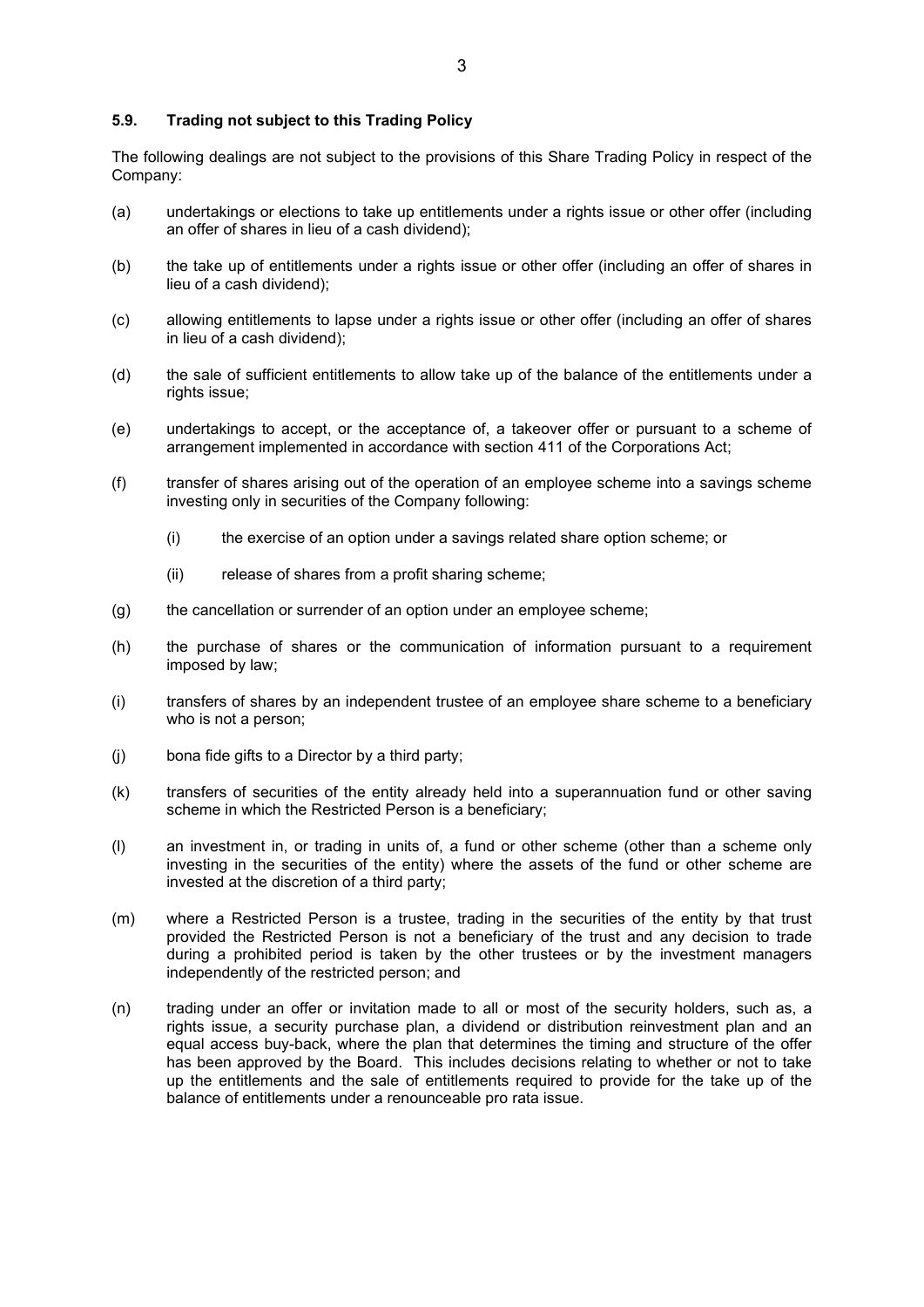### 5.9. Trading not subject to this Trading Policy

The following dealings are not subject to the provisions of this Share Trading Policy in respect of the Company:

(a) undertakings or elections to take up entitlements under a rights issue or other offer (including an offer of shares in lieu of a cash dividend);

(b) the take up of entitlements under a rights issue or other offer (including an offer of shares in lieu of a cash dividend);

(c) allowing entitlements to lapse under a rights issue or other offer (including an offer of shares in lieu of a cash dividend);

(d) the sale of sufficient entitlements to allow take up of the balance of the entitlements under a rights issue;

(e) undertakings to accept, or the acceptance of, a takeover offer or pursuant to a scheme of arrangement implemented in accordance with section 411 of the Corporations Act;

(f) transfer of shares arising out of the operation of an employee scheme into a savings scheme investing only in securities of the Company following:

    (i) the exercise of an option under a savings related share option scheme; or

    (ii) release of shares from a profit sharing scheme;

(g) the cancellation or surrender of an option under an employee scheme;

(h) the purchase of shares or the communication of information pursuant to a requirement imposed by law;

(i) transfers of shares by an independent trustee of an employee share scheme to a beneficiary who is not a person;

(j) bona fide gifts to a Director by a third party;

(k) transfers of securities of the entity already held into a superannuation fund or other saving scheme in which the Restricted Person is a beneficiary;

(l) an investment in, or trading in units of, a fund or other scheme (other than a scheme only investing in the securities of the entity) where the assets of the fund or other scheme are invested at the discretion of a third party;

(m) where a Restricted Person is a trustee, trading in the securities of the entity by that trust provided the Restricted Person is not a beneficiary of the trust and any decision to trade during a prohibited period is taken by the other trustees or by the investment managers independently of the restricted person; and

(n) trading under an offer or invitation made to all or most of the security holders, such as, a rights issue, a security purchase plan, a dividend or distribution reinvestment plan and an equal access buy-back, where the plan that determines the timing and structure of the offer has been approved by the Board. This includes decisions relating to whether or not to take up the entitlements and the sale of entitlements required to provide for the take up of the balance of entitlements under a renounceable pro rata issue.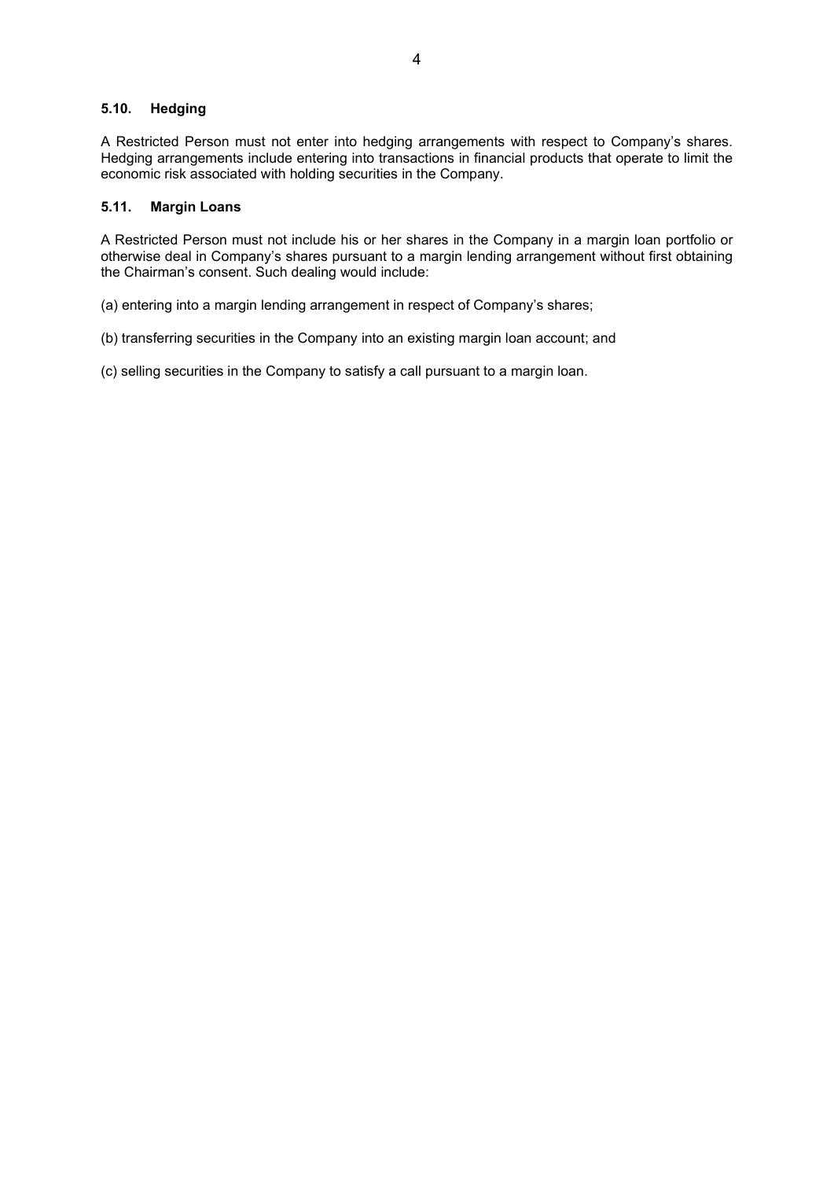### 5.10. Hedging

A Restricted Person must not enter into hedging arrangements with respect to Company's shares. Hedging arrangements include entering into transactions in financial products that operate to limit the economic risk associated with holding securities in the Company.

### 5.11. Margin Loans

A Restricted Person must not include his or her shares in the Company in a margin loan portfolio or otherwise deal in Company's shares pursuant to a margin lending arrangement without first obtaining the Chairman's consent. Such dealing would include:

(a) entering into a margin lending arrangement in respect of Company's shares;

(b) transferring securities in the Company into an existing margin loan account; and

(c) selling securities in the Company to satisfy a call pursuant to a margin loan.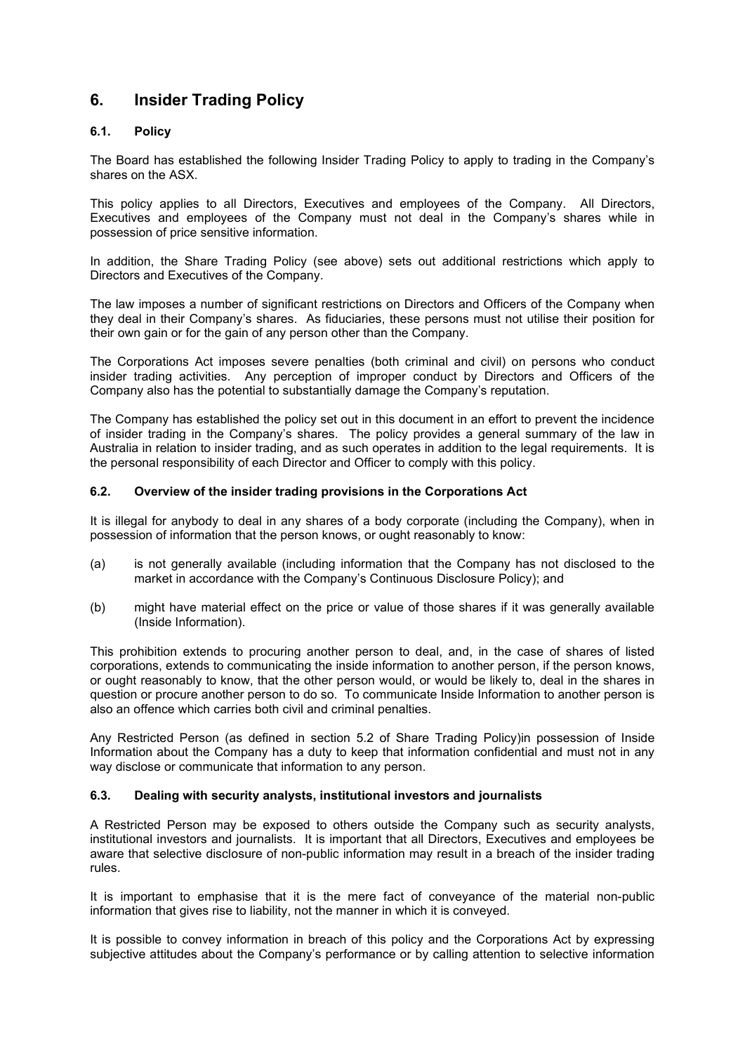# 6. Insider Trading Policy

## 6.1. Policy

The Board has established the following Insider Trading Policy to apply to trading in the Company's shares on the ASX.

This policy applies to all Directors, Executives and employees of the Company. All Directors, Executives and employees of the Company must not deal in the Company's shares while in possession of price sensitive information.

In addition, the Share Trading Policy (see above) sets out additional restrictions which apply to Directors and Executives of the Company.

The law imposes a number of significant restrictions on Directors and Officers of the Company when they deal in their Company's shares. As fiduciaries, these persons must not utilise their position for their own gain or for the gain of any person other than the Company.

The Corporations Act imposes severe penalties (both criminal and civil) on persons who conduct insider trading activities. Any perception of improper conduct by Directors and Officers of the Company also has the potential to substantially damage the Company's reputation.

The Company has established the policy set out in this document in an effort to prevent the incidence of insider trading in the Company's shares. The policy provides a general summary of the law in Australia in relation to insider trading, and as such operates in addition to the legal requirements. It is the personal responsibility of each Director and Officer to comply with this policy.

## 6.2. Overview of the insider trading provisions in the Corporations Act

It is illegal for anybody to deal in any shares of a body corporate (including the Company), when in possession of information that the person knows, or ought reasonably to know:

(a) is not generally available (including information that the Company has not disclosed to the market in accordance with the Company's Continuous Disclosure Policy); and

(b) might have material effect on the price or value of those shares if it was generally available (Inside Information).

This prohibition extends to procuring another person to deal, and, in the case of shares of listed corporations, extends to communicating the inside information to another person, if the person knows, or ought reasonably to know, that the other person would, or would be likely to, deal in the shares in question or procure another person to do so. To communicate Inside Information to another person is also an offence which carries both civil and criminal penalties.

Any Restricted Person (as defined in section 5.2 of Share Trading Policy)in possession of Inside Information about the Company has a duty to keep that information confidential and must not in any way disclose or communicate that information to any person.

## 6.3. Dealing with security analysts, institutional investors and journalists

A Restricted Person may be exposed to others outside the Company such as security analysts, institutional investors and journalists. It is important that all Directors, Executives and employees be aware that selective disclosure of non-public information may result in a breach of the insider trading rules.

It is important to emphasise that it is the mere fact of conveyance of the material non-public information that gives rise to liability, not the manner in which it is conveyed.

It is possible to convey information in breach of this policy and the Corporations Act by expressing subjective attitudes about the Company's performance or by calling attention to selective information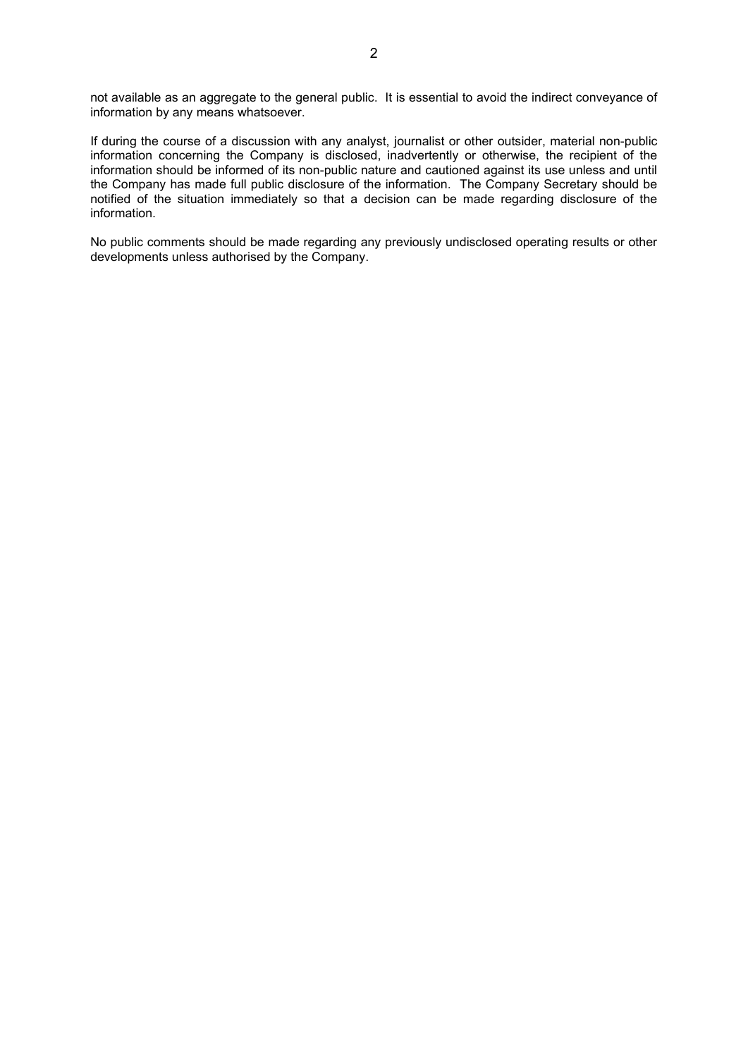not available as an aggregate to the general public. It is essential to avoid the indirect conveyance of information by any means whatsoever.

If during the course of a discussion with any analyst, journalist or other outsider, material non-public information concerning the Company is disclosed, inadvertently or otherwise, the recipient of the information should be informed of its non-public nature and cautioned against its use unless and until the Company has made full public disclosure of the information. The Company Secretary should be notified of the situation immediately so that a decision can be made regarding disclosure of the information.

No public comments should be made regarding any previously undisclosed operating results or other developments unless authorised by the Company.